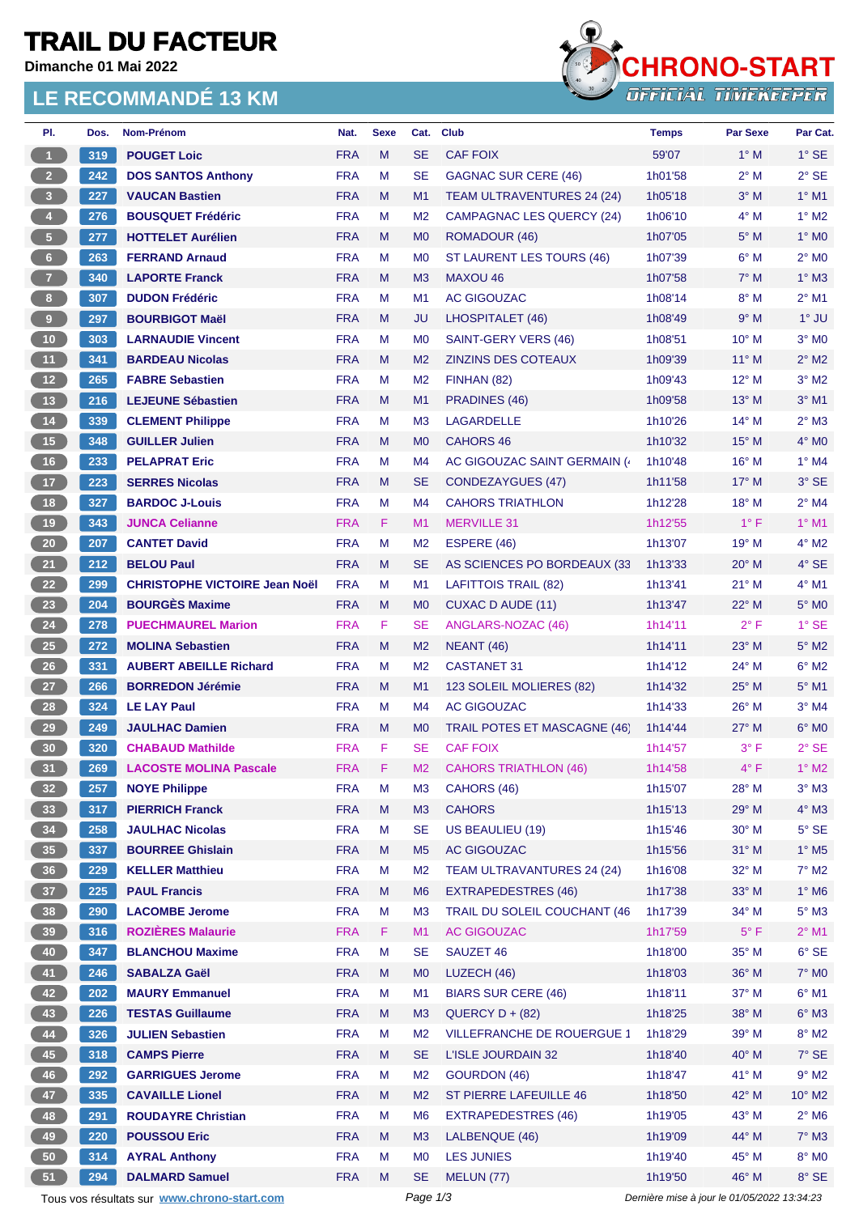# TRAIL DU FACTEUR

**Dimanche 01 Mai 2022**

## LE RECOMMANDÉ 13 KM

CHRONO-START OFFICIAL TIMEKEEPER

| Pl. | Dos. | Nom-Prénom | Nat. | Sexe | Cat. | Club | Temps | Par Sexe | Par Cat. |
|---|---|---|---|---|---|---|---|---|---|
| 1 | 319 | POUGET Loic | FRA | M | SE | CAF FOIX | 59'07 | 1° M | 1° SE |
| 2 | 242 | DOS SANTOS Anthony | FRA | M | SE | GAGNAC SUR CERE (46) | 1h01'58 | 2° M | 2° SE |
| 3 | 227 | VAUCAN Bastien | FRA | M | M1 | TEAM ULTRAVENTURES 24 (24) | 1h05'18 | 3° M | 1° M1 |
| 4 | 276 | BOUSQUET Frédéric | FRA | M | M2 | CAMPAGNAC LES QUERCY (24) | 1h06'10 | 4° M | 1° M2 |
| 5 | 277 | HOTTELET Aurélien | FRA | M | M0 | ROMADOUR (46) | 1h07'05 | 5° M | 1° M0 |
| 6 | 263 | FERRAND Arnaud | FRA | M | M0 | ST LAURENT LES TOURS (46) | 1h07'39 | 6° M | 2° M0 |
| 7 | 340 | LAPORTE Franck | FRA | M | M3 | MAXOU 46 | 1h07'58 | 7° M | 1° M3 |
| 8 | 307 | DUDON Frédéric | FRA | M | M1 | AC GIGOUZAC | 1h08'14 | 8° M | 2° M1 |
| 9 | 297 | BOURBIGOT Maël | FRA | M | JU | LHOSPITALET (46) | 1h08'49 | 9° M | 1° JU |
| 10 | 303 | LARNAUDIE Vincent | FRA | M | M0 | SAINT-GERY VERS (46) | 1h08'51 | 10° M | 3° M0 |
| 11 | 341 | BARDEAU Nicolas | FRA | M | M2 | ZINZINS DES COTEAUX | 1h09'39 | 11° M | 2° M2 |
| 12 | 265 | FABRE Sebastien | FRA | M | M2 | FINHAN (82) | 1h09'43 | 12° M | 3° M2 |
| 13 | 216 | LEJEUNE Sébastien | FRA | M | M1 | PRADINES (46) | 1h09'58 | 13° M | 3° M1 |
| 14 | 339 | CLEMENT Philippe | FRA | M | M3 | LAGARDELLE | 1h10'26 | 14° M | 2° M3 |
| 15 | 348 | GUILLER Julien | FRA | M | M0 | CAHORS 46 | 1h10'32 | 15° M | 4° M0 |
| 16 | 233 | PELAPRAT Eric | FRA | M | M4 | AC GIGOUZAC SAINT GERMAIN (4 | 1h10'48 | 16° M | 1° M4 |
| 17 | 223 | SERRES Nicolas | FRA | M | SE | CONDEZAYGUES (47) | 1h11'58 | 17° M | 3° SE |
| 18 | 327 | BARDOC J-Louis | FRA | M | M4 | CAHORS TRIATHLON | 1h12'28 | 18° M | 2° M4 |
| 19 | 343 | JUNCA Celianne | FRA | F | M1 | MERVILLE 31 | 1h12'55 | 1° F | 1° M1 |
| 20 | 207 | CANTET David | FRA | M | M2 | ESPERE (46) | 1h13'07 | 19° M | 4° M2 |
| 21 | 212 | BELOU Paul | FRA | M | SE | AS SCIENCES PO BORDEAUX (33 | 1h13'33 | 20° M | 4° SE |
| 22 | 299 | CHRISTOPHE VICTOIRE Jean Noël | FRA | M | M1 | LAFITTOIS TRAIL (82) | 1h13'41 | 21° M | 4° M1 |
| 23 | 204 | BOURGÈS Maxime | FRA | M | M0 | CUXAC D AUDE (11) | 1h13'47 | 22° M | 5° M0 |
| 24 | 278 | PUECHMAUREL Marion | FRA | F | SE | ANGLARS-NOZAC (46) | 1h14'11 | 2° F | 1° SE |
| 25 | 272 | MOLINA Sebastien | FRA | M | M2 | NEANT (46) | 1h14'11 | 23° M | 5° M2 |
| 26 | 331 | AUBERT ABEILLE Richard | FRA | M | M2 | CASTANET 31 | 1h14'12 | 24° M | 6° M2 |
| 27 | 266 | BORREDON Jérémie | FRA | M | M1 | 123 SOLEIL MOLIERES (82) | 1h14'32 | 25° M | 5° M1 |
| 28 | 324 | LE LAY Paul | FRA | M | M4 | AC GIGOUZAC | 1h14'33 | 26° M | 3° M4 |
| 29 | 249 | JAULHAC Damien | FRA | M | M0 | TRAIL POTES ET MASCAGNE (46) | 1h14'44 | 27° M | 6° M0 |
| 30 | 320 | CHABAUD Mathilde | FRA | F | SE | CAF FOIX | 1h14'57 | 3° F | 2° SE |
| 31 | 269 | LACOSTE MOLINA Pascale | FRA | F | M2 | CAHORS TRIATHLON (46) | 1h14'58 | 4° F | 1° M2 |
| 32 | 257 | NOYE Philippe | FRA | M | M3 | CAHORS (46) | 1h15'07 | 28° M | 3° M3 |
| 33 | 317 | PIERRICH Franck | FRA | M | M3 | CAHORS | 1h15'13 | 29° M | 4° M3 |
| 34 | 258 | JAULHAC Nicolas | FRA | M | SE | US BEAULIEU (19) | 1h15'46 | 30° M | 5° SE |
| 35 | 337 | BOURREE Ghislain | FRA | M | M5 | AC GIGOUZAC | 1h15'56 | 31° M | 1° M5 |
| 36 | 229 | KELLER Matthieu | FRA | M | M2 | TEAM ULTRAVANTURES 24 (24) | 1h16'08 | 32° M | 7° M2 |
| 37 | 225 | PAUL Francis | FRA | M | M6 | EXTRAPEDESTRES (46) | 1h17'38 | 33° M | 1° M6 |
| 38 | 290 | LACOMBE Jerome | FRA | M | M3 | TRAIL DU SOLEIL COUCHANT (46 | 1h17'39 | 34° M | 5° M3 |
| 39 | 316 | ROZIÈRES Malaurie | FRA | F | M1 | AC GIGOUZAC | 1h17'59 | 5° F | 2° M1 |
| 40 | 347 | BLANCHOU Maxime | FRA | M | SE | SAUZET 46 | 1h18'00 | 35° M | 6° SE |
| 41 | 246 | SABALZA Gaël | FRA | M | M0 | LUZECH (46) | 1h18'03 | 36° M | 7° M0 |
| 42 | 202 | MAURY Emmanuel | FRA | M | M1 | BIARS SUR CERE (46) | 1h18'11 | 37° M | 6° M1 |
| 43 | 226 | TESTAS Guillaume | FRA | M | M3 | QUERCY D + (82) | 1h18'25 | 38° M | 6° M3 |
| 44 | 326 | JULIEN Sebastien | FRA | M | M2 | VILLEFRANCHE DE ROUERGUE 1 | 1h18'29 | 39° M | 8° M2 |
| 45 | 318 | CAMPS Pierre | FRA | M | SE | L'ISLE JOURDAIN 32 | 1h18'40 | 40° M | 7° SE |
| 46 | 292 | GARRIGUES Jerome | FRA | M | M2 | GOURDON (46) | 1h18'47 | 41° M | 9° M2 |
| 47 | 335 | CAVAILLE Lionel | FRA | M | M2 | ST PIERRE LAFEUILLE 46 | 1h18'50 | 42° M | 10° M2 |
| 48 | 291 | ROUDAYRE Christian | FRA | M | M6 | EXTRAPEDESTRES (46) | 1h19'05 | 43° M | 2° M6 |
| 49 | 220 | POUSSOU Eric | FRA | M | M3 | LALBENQUE (46) | 1h19'09 | 44° M | 7° M3 |
| 50 | 314 | AYRAL Anthony | FRA | M | M0 | LES JUNIES | 1h19'40 | 45° M | 8° M0 |
| 51 | 294 | DALMARD Samuel | FRA | M | SE | MELUN (77) | 1h19'50 | 46° M | 8° SE |

Tous vos résultats sur www.chrono-start.com

*Dernière mise à jour le 01/05/2022 13:34:23*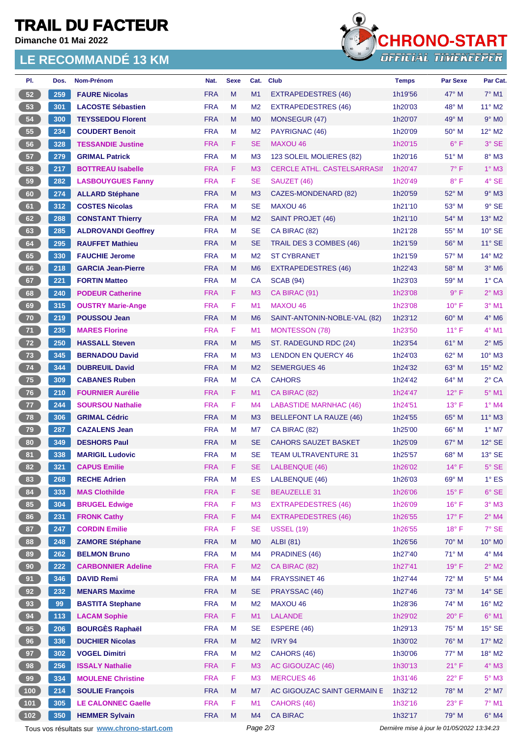# TRAIL DU FACTEUR

**Dimanche 01 Mai 2022**

## LE RECOMMANDÉ 13 KM

| Pl. | Dos. | Nom-Prénom | Nat. | Sexe | Cat. | Club | Temps | Par Sexe | Par Cat. |
|---|---|---|---|---|---|---|---|---|---|
| 52 | 259 | FAURE Nicolas | FRA | M | M1 | EXTRAPEDESTRES (46) | 1h19'56 | 47° M | 7° M1 |
| 53 | 301 | LACOSTE Sébastien | FRA | M | M2 | EXTRAPEDESTRES (46) | 1h20'03 | 48° M | 11° M2 |
| 54 | 300 | TEYSSEDOU Florent | FRA | M | M0 | MONSEGUR (47) | 1h20'07 | 49° M | 9° M0 |
| 55 | 234 | COUDERT Benoit | FRA | M | M2 | PAYRIGNAC (46) | 1h20'09 | 50° M | 12° M2 |
| 56 | 328 | TESSANDIE Justine | FRA | F | SE | MAXOU 46 | 1h20'15 | 6° F | 3° SE |
| 57 | 279 | GRIMAL Patrick | FRA | M | M3 | 123 SOLEIL MOLIERES (82) | 1h20'16 | 51° M | 8° M3 |
| 58 | 217 | BOTTREAU Isabelle | FRA | F | M3 | CERCLE ATHL. CASTELSARRASI | 1h20'47 | 7° F | 1° M3 |
| 59 | 282 | LASBOUYGUES Fanny | FRA | F | SE | SAUZET (46) | 1h20'49 | 8° F | 4° SE |
| 60 | 274 | ALLARD Stéphane | FRA | M | M3 | CAZES-MONDENARD (82) | 1h20'59 | 52° M | 9° M3 |
| 61 | 312 | COSTES Nicolas | FRA | M | SE | MAXOU 46 | 1h21'10 | 53° M | 9° SE |
| 62 | 288 | CONSTANT Thierry | FRA | M | M2 | SAINT PROJET (46) | 1h21'10 | 54° M | 13° M2 |
| 63 | 285 | ALDROVANDI Geoffrey | FRA | M | SE | CA BIRAC (82) | 1h21'28 | 55° M | 10° SE |
| 64 | 295 | RAUFFET Mathieu | FRA | M | SE | TRAIL DES 3 COMBES (46) | 1h21'59 | 56° M | 11° SE |
| 65 | 330 | FAUCHIE Jerome | FRA | M | M2 | ST CYBRANET | 1h21'59 | 57° M | 14° M2 |
| 66 | 218 | GARCIA Jean-Pierre | FRA | M | M6 | EXTRAPEDESTRES (46) | 1h22'43 | 58° M | 3° M6 |
| 67 | 221 | FORTIN Matteo | FRA | M | CA | SCAB (94) | 1h23'03 | 59° M | 1° CA |
| 68 | 240 | PODEUR Catherine | FRA | F | M3 | CA BIRAC (91) | 1h23'08 | 9° F | 2° M3 |
| 69 | 315 | OUSTRY Marie-Ange | FRA | F | M1 | MAXOU 46 | 1h23'08 | 10° F | 3° M1 |
| 70 | 219 | POUSSOU Jean | FRA | M | M6 | SAINT-ANTONIN-NOBLE-VAL (82) | 1h23'12 | 60° M | 4° M6 |
| 71 | 235 | MARES Florine | FRA | F | M1 | MONTESSON (78) | 1h23'50 | 11° F | 4° M1 |
| 72 | 250 | HASSALL Steven | FRA | M | M5 | ST. RADEGUND RDC (24) | 1h23'54 | 61° M | 2° M5 |
| 73 | 345 | BERNADOU David | FRA | M | M3 | LENDON EN QUERCY 46 | 1h24'03 | 62° M | 10° M3 |
| 74 | 344 | DUBREUIL David | FRA | M | M2 | SEMERGUES 46 | 1h24'32 | 63° M | 15° M2 |
| 75 | 309 | CABANES Ruben | FRA | M | CA | CAHORS | 1h24'42 | 64° M | 2° CA |
| 76 | 210 | FOURNIER Aurélie | FRA | F | M1 | CA BIRAC (82) | 1h24'47 | 12° F | 5° M1 |
| 77 | 244 | SOURSOU Nathalie | FRA | F | M4 | LABASTIDE MARNHAC (46) | 1h24'51 | 13° F | 1° M4 |
| 78 | 306 | GRIMAL Cédric | FRA | M | M3 | BELLEFONT LA RAUZE (46) | 1h24'55 | 65° M | 11° M3 |
| 79 | 287 | CAZALENS Jean | FRA | M | M7 | CA BIRAC (82) | 1h25'00 | 66° M | 1° M7 |
| 80 | 349 | DESHORS Paul | FRA | M | SE | CAHORS SAUZET BASKET | 1h25'09 | 67° M | 12° SE |
| 81 | 338 | MARIGIL Ludovic | FRA | M | SE | TEAM ULTRAVENTURE 31 | 1h25'57 | 68° M | 13° SE |
| 82 | 321 | CAPUS Emilie | FRA | F | SE | LALBENQUE (46) | 1h26'02 | 14° F | 5° SE |
| 83 | 268 | RECHE Adrien | FRA | M | ES | LALBENQUE (46) | 1h26'03 | 69° M | 1° ES |
| 84 | 333 | MAS Clothilde | FRA | F | SE | BEAUZELLE 31 | 1h26'06 | 15° F | 6° SE |
| 85 | 304 | BRUGEL Edwige | FRA | F | M3 | EXTRAPEDESTRES (46) | 1h26'09 | 16° F | 3° M3 |
| 86 | 231 | FRONK Cathy | FRA | F | M4 | EXTRAPEDESTRES (46) | 1h26'55 | 17° F | 2° M4 |
| 87 | 247 | CORDIN Emilie | FRA | F | SE | USSEL (19) | 1h26'55 | 18° F | 7° SE |
| 88 | 248 | ZAMORE Stéphane | FRA | M | M0 | ALBI (81) | 1h26'56 | 70° M | 10° M0 |
| 89 | 262 | BELMON Bruno | FRA | M | M4 | PRADINES (46) | 1h27'40 | 71° M | 4° M4 |
| 90 | 222 | CARBONNIER Adeline | FRA | F | M2 | CA BIRAC (82) | 1h27'41 | 19° F | 2° M2 |
| 91 | 346 | DAVID Remi | FRA | M | M4 | FRAYSSINET 46 | 1h27'44 | 72° M | 5° M4 |
| 92 | 232 | MENARS Maxime | FRA | M | SE | PRAYSSAC (46) | 1h27'46 | 73° M | 14° SE |
| 93 | 99 | BASTITA Stephane | FRA | M | M2 | MAXOU 46 | 1h28'36 | 74° M | 16° M2 |
| 94 | 113 | LACAM Sophie | FRA | F | M1 | LALANDE | 1h29'02 | 20° F | 6° M1 |
| 95 | 206 | BOURGÈS Raphaël | FRA | M | SE | ESPERE (46) | 1h29'13 | 75° M | 15° SE |
| 96 | 336 | DUCHIER Nicolas | FRA | M | M2 | IVRY 94 | 1h30'02 | 76° M | 17° M2 |
| 97 | 302 | VOGEL Dimitri | FRA | M | M2 | CAHORS (46) | 1h30'06 | 77° M | 18° M2 |
| 98 | 256 | ISSALY Nathalie | FRA | F | M3 | AC GIGOUZAC (46) | 1h30'13 | 21° F | 4° M3 |
| 99 | 334 | MOULENE Christine | FRA | F | M3 | MERCUES 46 | 1h31'46 | 22° F | 5° M3 |
| 100 | 214 | SOULIE François | FRA | M | M7 | AC GIGOUZAC SAINT GERMAIN E | 1h32'12 | 78° M | 2° M7 |
| 101 | 305 | LE CALONNEC Gaelle | FRA | F | M1 | CAHORS (46) | 1h32'16 | 23° F | 7° M1 |
| 102 | 350 | HEMMER Sylvain | FRA | M | M4 | CA BIRAC | 1h32'17 | 79° M | 6° M4 |

Tous vos résultats sur www.chrono-start.com

Dernière mise à jour le 01/05/2022 13:34:23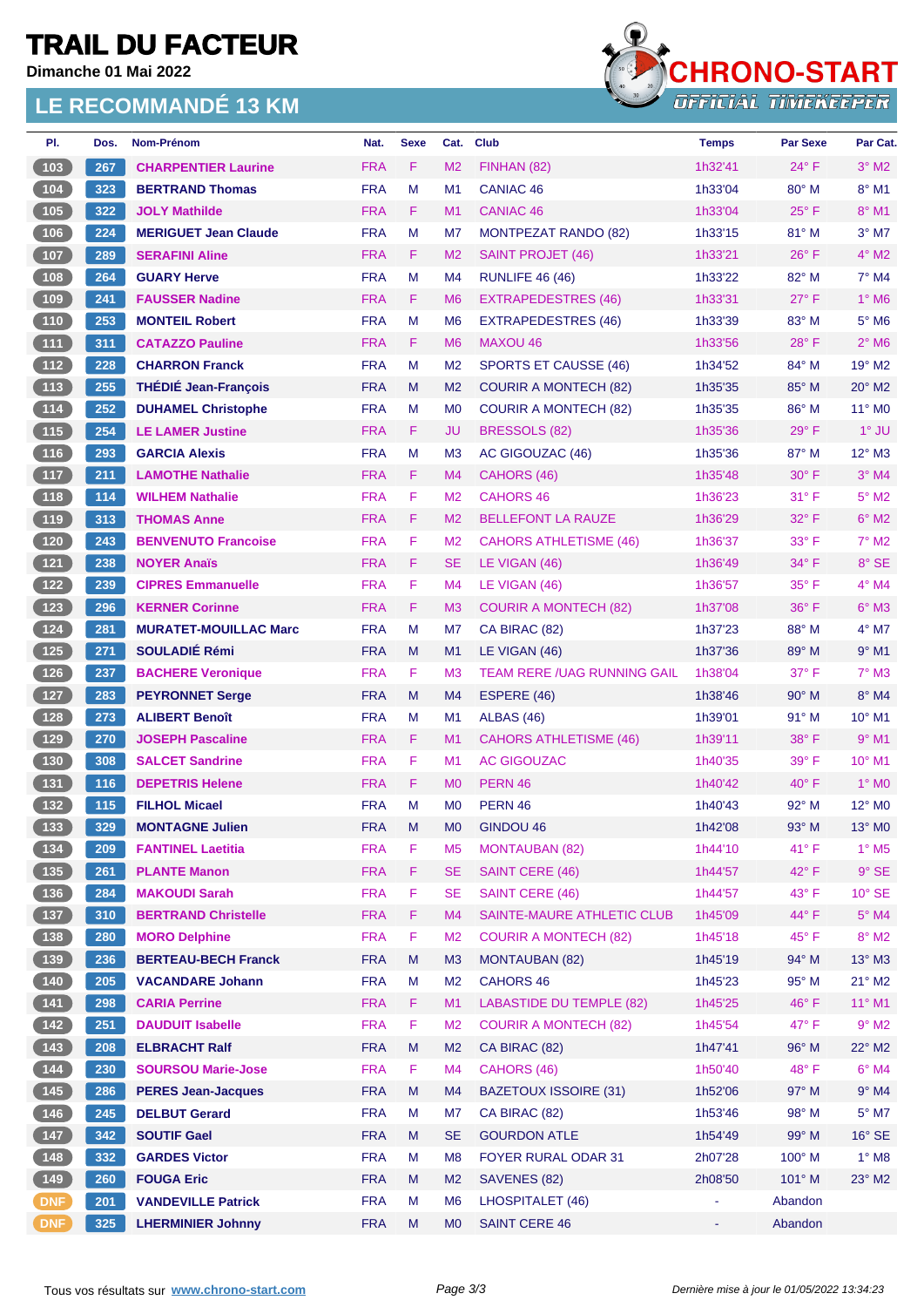# TRAIL DU FACTEUR

**Dimanche 01 Mai 2022**

## LE RECOMMANDÉ 13 KM

CHRONO-START
OFFICIAL TIMEKEEPER

| Pl. | Dos. | Nom-Prénom | Nat. | Sexe | Cat. | Club | Temps | Par Sexe | Par Cat. |
|---|---|---|---|---|---|---|---|---|---|
| 103 | 267 | CHARPENTIER Laurine | FRA | F | M2 | FINHAN (82) | 1h32'41 | 24° F | 3° M2 |
| 104 | 323 | BERTRAND Thomas | FRA | M | M1 | CANIAC 46 | 1h33'04 | 80° M | 8° M1 |
| 105 | 322 | JOLY Mathilde | FRA | F | M1 | CANIAC 46 | 1h33'04 | 25° F | 8° M1 |
| 106 | 224 | MERIGUET Jean Claude | FRA | M | M7 | MONTPEZAT RANDO (82) | 1h33'15 | 81° M | 3° M7 |
| 107 | 289 | SERAFINI Aline | FRA | F | M2 | SAINT PROJET (46) | 1h33'21 | 26° F | 4° M2 |
| 108 | 264 | GUARY Herve | FRA | M | M4 | RUNLIFE 46 (46) | 1h33'22 | 82° M | 7° M4 |
| 109 | 241 | FAUSSER Nadine | FRA | F | M6 | EXTRAPEDESTRES (46) | 1h33'31 | 27° F | 1° M6 |
| 110 | 253 | MONTEIL Robert | FRA | M | M6 | EXTRAPEDESTRES (46) | 1h33'39 | 83° M | 5° M6 |
| 111 | 311 | CATAZZO Pauline | FRA | F | M6 | MAXOU 46 | 1h33'56 | 28° F | 2° M6 |
| 112 | 228 | CHARRON Franck | FRA | M | M2 | SPORTS ET CAUSSE (46) | 1h34'52 | 84° M | 19° M2 |
| 113 | 255 | THÉDIÉ Jean-François | FRA | M | M2 | COURIR A MONTECH (82) | 1h35'35 | 85° M | 20° M2 |
| 114 | 252 | DUHAMEL Christophe | FRA | M | M0 | COURIR A MONTECH (82) | 1h35'35 | 86° M | 11° M0 |
| 115 | 254 | LE LAMER Justine | FRA | F | JU | BRESSOLS (82) | 1h35'36 | 29° F | 1° JU |
| 116 | 293 | GARCIA Alexis | FRA | M | M3 | AC GIGOUZAC (46) | 1h35'36 | 87° M | 12° M3 |
| 117 | 211 | LAMOTHE Nathalie | FRA | F | M4 | CAHORS (46) | 1h35'48 | 30° F | 3° M4 |
| 118 | 114 | WILHEM Nathalie | FRA | F | M2 | CAHORS 46 | 1h36'23 | 31° F | 5° M2 |
| 119 | 313 | THOMAS Anne | FRA | F | M2 | BELLEFONT LA RAUZE | 1h36'29 | 32° F | 6° M2 |
| 120 | 243 | BENVENUTO Francoise | FRA | F | M2 | CAHORS ATHLETISME (46) | 1h36'37 | 33° F | 7° M2 |
| 121 | 238 | NOYER Anaïs | FRA | F | SE | LE VIGAN (46) | 1h36'49 | 34° F | 8° SE |
| 122 | 239 | CIPRES Emmanuelle | FRA | F | M4 | LE VIGAN (46) | 1h36'57 | 35° F | 4° M4 |
| 123 | 296 | KERNER Corinne | FRA | F | M3 | COURIR A MONTECH (82) | 1h37'08 | 36° F | 6° M3 |
| 124 | 281 | MURATET-MOUILLAC Marc | FRA | M | M7 | CA BIRAC (82) | 1h37'23 | 88° M | 4° M7 |
| 125 | 271 | SOULADIÉ Rémi | FRA | M | M1 | LE VIGAN (46) | 1h37'36 | 89° M | 9° M1 |
| 126 | 237 | BACHERE Veronique | FRA | F | M3 | TEAM RERE /UAG RUNNING GAIL | 1h38'04 | 37° F | 7° M3 |
| 127 | 283 | PEYRONNET Serge | FRA | M | M4 | ESPERE (46) | 1h38'46 | 90° M | 8° M4 |
| 128 | 273 | ALIBERT Benoît | FRA | M | M1 | ALBAS (46) | 1h39'01 | 91° M | 10° M1 |
| 129 | 270 | JOSEPH Pascaline | FRA | F | M1 | CAHORS ATHLETISME (46) | 1h39'11 | 38° F | 9° M1 |
| 130 | 308 | SALCET Sandrine | FRA | F | M1 | AC GIGOUZAC | 1h40'35 | 39° F | 10° M1 |
| 131 | 116 | DEPETRIS Helene | FRA | F | M0 | PERN 46 | 1h40'42 | 40° F | 1° M0 |
| 132 | 115 | FILHOL Micael | FRA | M | M0 | PERN 46 | 1h40'43 | 92° M | 12° M0 |
| 133 | 329 | MONTAGNE Julien | FRA | M | M0 | GINDOU 46 | 1h42'08 | 93° M | 13° M0 |
| 134 | 209 | FANTINEL Laetitia | FRA | F | M5 | MONTAUBAN (82) | 1h44'10 | 41° F | 1° M5 |
| 135 | 261 | PLANTE Manon | FRA | F | SE | SAINT CERE (46) | 1h44'57 | 42° F | 9° SE |
| 136 | 284 | MAKOUDI Sarah | FRA | F | SE | SAINT CERE (46) | 1h44'57 | 43° F | 10° SE |
| 137 | 310 | BERTRAND Christelle | FRA | F | M4 | SAINTE-MAURE ATHLETIC CLUB | 1h45'09 | 44° F | 5° M4 |
| 138 | 280 | MORO Delphine | FRA | F | M2 | COURIR A MONTECH (82) | 1h45'18 | 45° F | 8° M2 |
| 139 | 236 | BERTEAU-BECH Franck | FRA | M | M3 | MONTAUBAN (82) | 1h45'19 | 94° M | 13° M3 |
| 140 | 205 | VACANDARE Johann | FRA | M | M2 | CAHORS 46 | 1h45'23 | 95° M | 21° M2 |
| 141 | 298 | CARIA Perrine | FRA | F | M1 | LABASTIDE DU TEMPLE (82) | 1h45'25 | 46° F | 11° M1 |
| 142 | 251 | DAUDUIT Isabelle | FRA | F | M2 | COURIR A MONTECH (82) | 1h45'54 | 47° F | 9° M2 |
| 143 | 208 | ELBRACHT Ralf | FRA | M | M2 | CA BIRAC (82) | 1h47'41 | 96° M | 22° M2 |
| 144 | 230 | SOURSOU Marie-Jose | FRA | F | M4 | CAHORS (46) | 1h50'40 | 48° F | 6° M4 |
| 145 | 286 | PERES Jean-Jacques | FRA | M | M4 | BAZETOUX ISSOIRE (31) | 1h52'06 | 97° M | 9° M4 |
| 146 | 245 | DELBUT Gerard | FRA | M | M7 | CA BIRAC (82) | 1h53'46 | 98° M | 5° M7 |
| 147 | 342 | SOUTIF Gael | FRA | M | SE | GOURDON ATLE | 1h54'49 | 99° M | 16° SE |
| 148 | 332 | GARDES Victor | FRA | M | M8 | FOYER RURAL ODAR 31 | 2h07'28 | 100° M | 1° M8 |
| 149 | 260 | FOUGA Eric | FRA | M | M2 | SAVENES (82) | 2h08'50 | 101° M | 23° M2 |
| DNF | 201 | VANDEVILLE Patrick | FRA | M | M6 | LHOSPITALET (46) | - | Abandon | |
| DNF | 325 | LHERMINIER Johnny | FRA | M | M0 | SAINT CERE 46 | - | Abandon | |

Tous vos résultats sur www.chrono-start.com

*Dernière mise à jour le 01/05/2022 13:34:23*